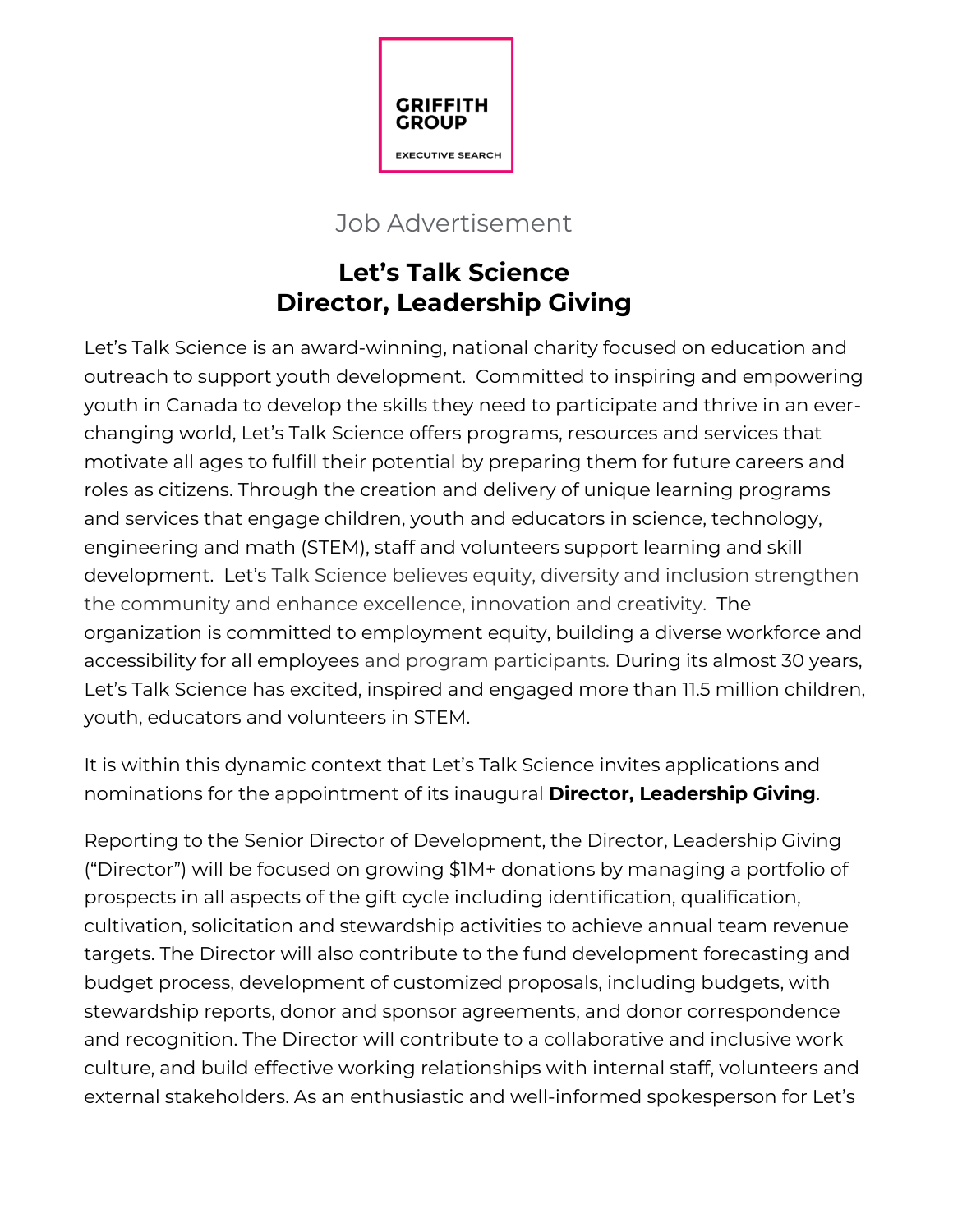GRIFFITH GROUP

EXECUTIVE SEARCH

Job Advertisement

# Let's Talk Science
# Director, Leadership Giving

Let's Talk Science is an award-winning, national charity focused on education and outreach to support youth development. Committed to inspiring and empowering youth in Canada to develop the skills they need to participate and thrive in an ever-changing world, Let's Talk Science offers programs, resources and services that motivate all ages to fulfill their potential by preparing them for future careers and roles as citizens. Through the creation and delivery of unique learning programs and services that engage children, youth and educators in science, technology, engineering and math (STEM), staff and volunteers support learning and skill development. Let's Talk Science believes equity, diversity and inclusion strengthen the community and enhance excellence, innovation and creativity. The organization is committed to employment equity, building a diverse workforce and accessibility for all employees and program participants. During its almost 30 years, Let's Talk Science has excited, inspired and engaged more than 11.5 million children, youth, educators and volunteers in STEM.

It is within this dynamic context that Let's Talk Science invites applications and nominations for the appointment of its inaugural **Director, Leadership Giving**.

Reporting to the Senior Director of Development, the Director, Leadership Giving ("Director") will be focused on growing $1M+ donations by managing a portfolio of prospects in all aspects of the gift cycle including identification, qualification, cultivation, solicitation and stewardship activities to achieve annual team revenue targets. The Director will also contribute to the fund development forecasting and budget process, development of customized proposals, including budgets, with stewardship reports, donor and sponsor agreements, and donor correspondence and recognition. The Director will contribute to a collaborative and inclusive work culture, and build effective working relationships with internal staff, volunteers and external stakeholders. As an enthusiastic and well-informed spokesperson for Let's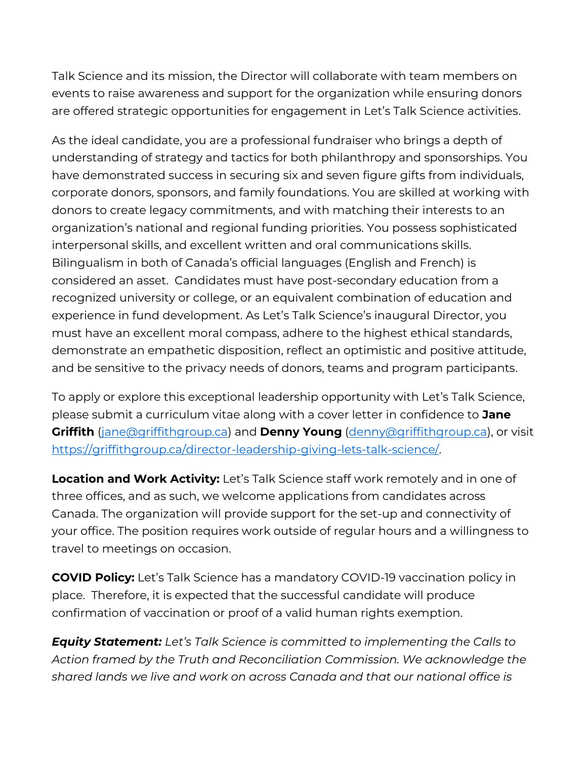Talk Science and its mission, the Director will collaborate with team members on events to raise awareness and support for the organization while ensuring donors are offered strategic opportunities for engagement in Let's Talk Science activities.

As the ideal candidate, you are a professional fundraiser who brings a depth of understanding of strategy and tactics for both philanthropy and sponsorships. You have demonstrated success in securing six and seven figure gifts from individuals, corporate donors, sponsors, and family foundations. You are skilled at working with donors to create legacy commitments, and with matching their interests to an organization's national and regional funding priorities. You possess sophisticated interpersonal skills, and excellent written and oral communications skills. Bilingualism in both of Canada's official languages (English and French) is considered an asset. Candidates must have post-secondary education from a recognized university or college, or an equivalent combination of education and experience in fund development. As Let's Talk Science's inaugural Director, you must have an excellent moral compass, adhere to the highest ethical standards, demonstrate an empathetic disposition, reflect an optimistic and positive attitude, and be sensitive to the privacy needs of donors, teams and program participants.

To apply or explore this exceptional leadership opportunity with Let's Talk Science, please submit a curriculum vitae along with a cover letter in confidence to **Jane Griffith** ([jane@griffithgroup.ca](mailto:jane@griffithgroup.ca)) and **Denny Young** ([denny@griffithgroup.ca](mailto:denny@griffithgroup.ca)), or visit [https://griffithgroup.ca/director-leadership-giving-lets-talk-science/](https://griffithgroup.ca/director-leadership-giving-lets-talk-science/).

**Location and Work Activity:** Let's Talk Science staff work remotely and in one of three offices, and as such, we welcome applications from candidates across Canada. The organization will provide support for the set-up and connectivity of your office. The position requires work outside of regular hours and a willingness to travel to meetings on occasion.

**COVID Policy:** Let's Talk Science has a mandatory COVID-19 vaccination policy in place. Therefore, it is expected that the successful candidate will produce confirmation of vaccination or proof of a valid human rights exemption.

***Equity Statement:*** *Let's Talk Science is committed to implementing the Calls to Action framed by the Truth and Reconciliation Commission. We acknowledge the shared lands we live and work on across Canada and that our national office is*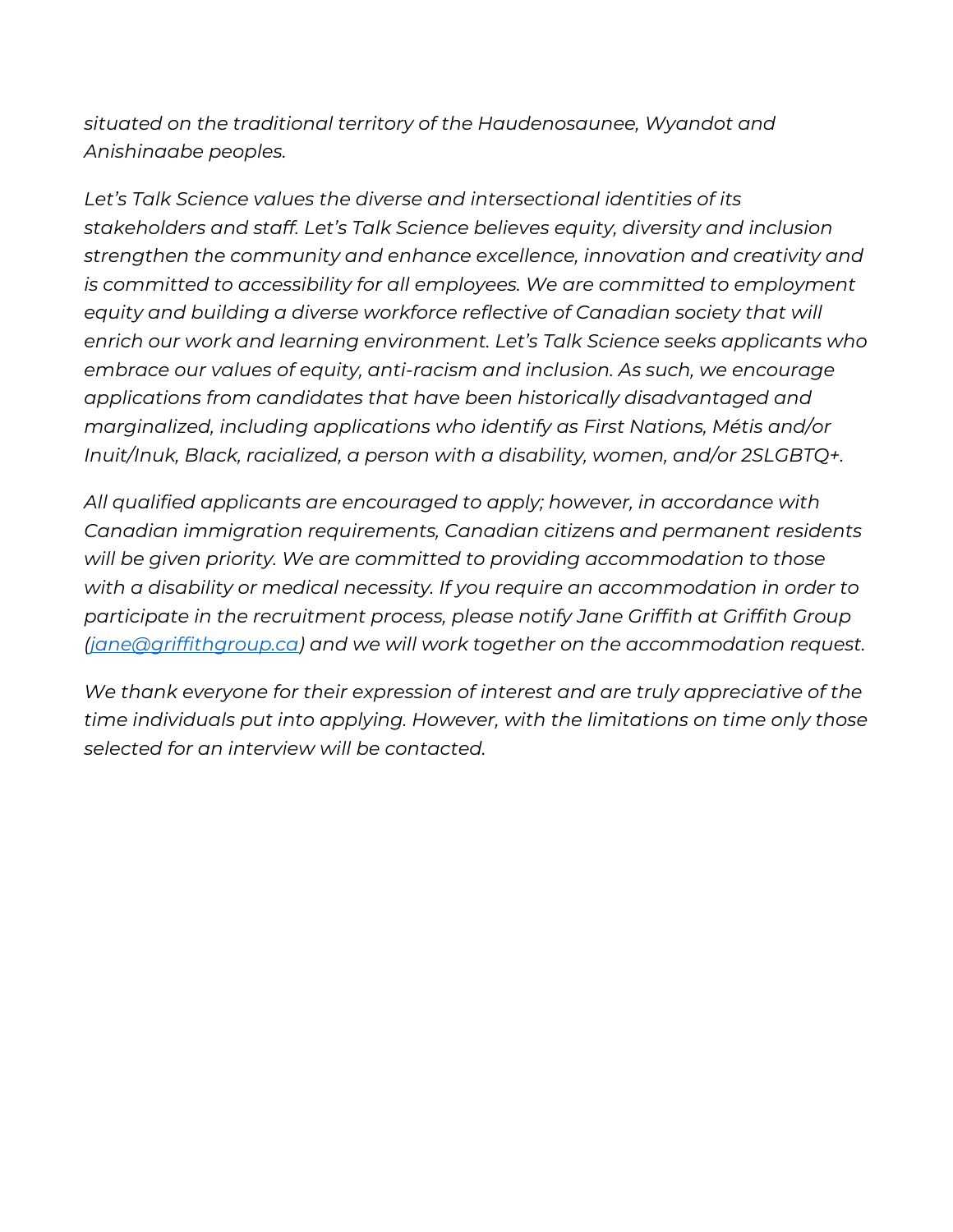*situated on the traditional territory of the Haudenosaunee, Wyandot and Anishinaabe peoples.*

*Let's Talk Science values the diverse and intersectional identities of its stakeholders and staff. Let's Talk Science believes equity, diversity and inclusion strengthen the community and enhance excellence, innovation and creativity and is committed to accessibility for all employees. We are committed to employment equity and building a diverse workforce reflective of Canadian society that will enrich our work and learning environment. Let's Talk Science seeks applicants who embrace our values of equity, anti-racism and inclusion. As such, we encourage applications from candidates that have been historically disadvantaged and marginalized, including applications who identify as First Nations, Métis and/or Inuit/Inuk, Black, racialized, a person with a disability, women, and/or 2SLGBTQ+.*

*All qualified applicants are encouraged to apply; however, in accordance with Canadian immigration requirements, Canadian citizens and permanent residents will be given priority. We are committed to providing accommodation to those with a disability or medical necessity. If you require an accommodation in order to participate in the recruitment process, please notify Jane Griffith at Griffith Group ([jane@griffithgroup.ca](mailto:jane@griffithgroup.ca)) and we will work together on the accommodation request.*

*We thank everyone for their expression of interest and are truly appreciative of the time individuals put into applying. However, with the limitations on time only those selected for an interview will be contacted.*